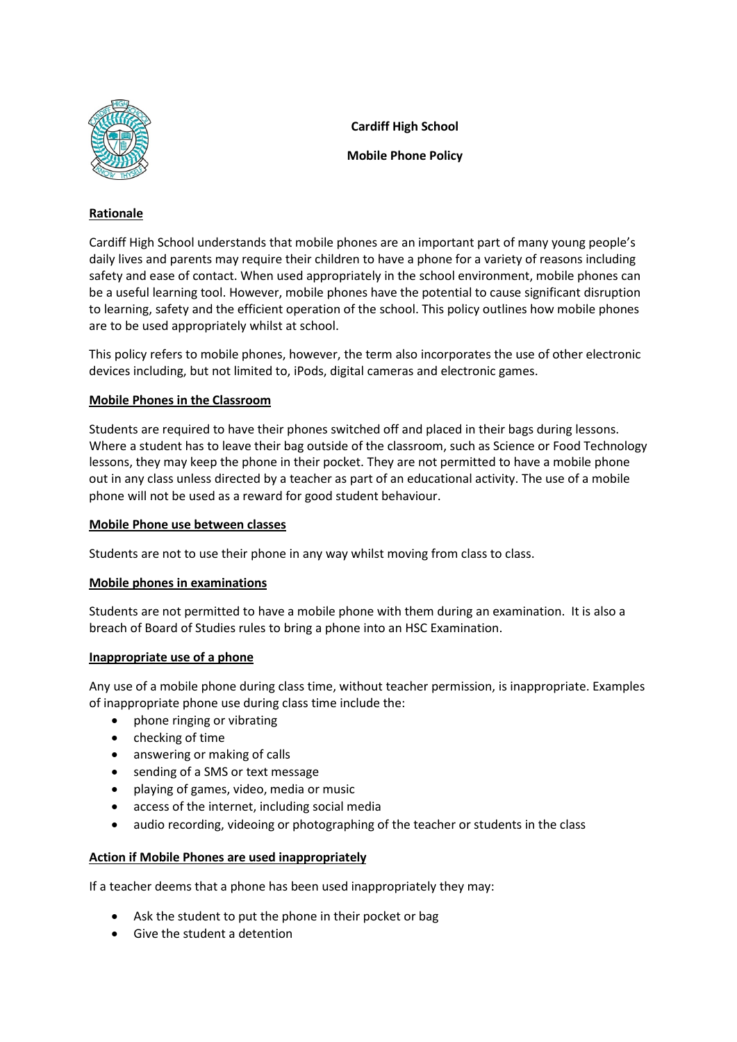# Cardiff High School

## Mobile Phone Policy

### Rationale

Cardiff High School understands that mobile phones are an important part of many young people's daily lives and parents may require their children to have a phone for a variety of reasons including safety and ease of contact. When used appropriately in the school environment, mobile phones can be a useful learning tool. However, mobile phones have the potential to cause significant disruption to learning, safety and the efficient operation of the school. This policy outlines how mobile phones are to be used appropriately whilst at school.

This policy refers to mobile phones, however, the term also incorporates the use of other electronic devices including, but not limited to, iPods, digital cameras and electronic games.

### Mobile Phones in the Classroom

Students are required to have their phones switched off and placed in their bags during lessons. Where a student has to leave their bag outside of the classroom, such as Science or Food Technology lessons, they may keep the phone in their pocket. They are not permitted to have a mobile phone out in any class unless directed by a teacher as part of an educational activity. The use of a mobile phone will not be used as a reward for good student behaviour.

### Mobile Phone use between classes

Students are not to use their phone in any way whilst moving from class to class.

### Mobile phones in examinations

Students are not permitted to have a mobile phone with them during an examination. It is also a breach of Board of Studies rules to bring a phone into an HSC Examination.

### Inappropriate use of a phone

Any use of a mobile phone during class time, without teacher permission, is inappropriate. Examples of inappropriate phone use during class time include the:

- phone ringing or vibrating
- checking of time
- answering or making of calls
- sending of a SMS or text message
- playing of games, video, media or music
- access of the internet, including social media
- audio recording, videoing or photographing of the teacher or students in the class

### Action if Mobile Phones are used inappropriately

If a teacher deems that a phone has been used inappropriately they may:

- Ask the student to put the phone in their pocket or bag
- Give the student a detention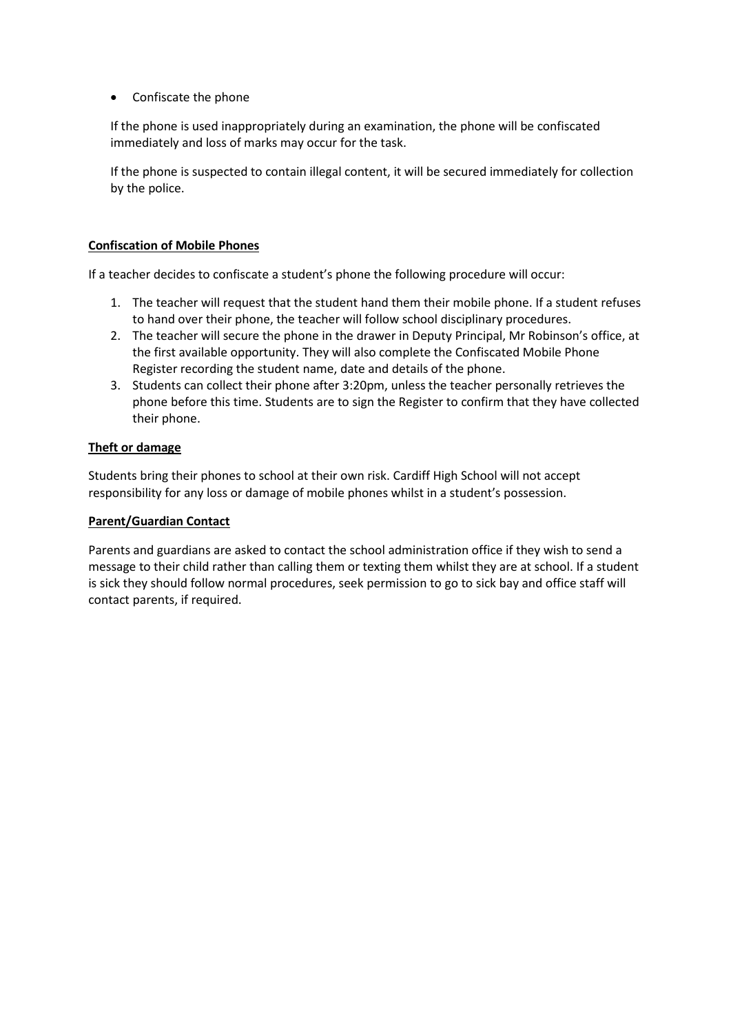- Confiscate the phone

  If the phone is used inappropriately during an examination, the phone will be confiscated immediately and loss of marks may occur for the task.

  If the phone is suspected to contain illegal content, it will be secured immediately for collection by the police.

**Confiscation of Mobile Phones**

If a teacher decides to confiscate a student's phone the following procedure will occur:

1. The teacher will request that the student hand them their mobile phone. If a student refuses to hand over their phone, the teacher will follow school disciplinary procedures.
2. The teacher will secure the phone in the drawer in Deputy Principal, Mr Robinson's office, at the first available opportunity. They will also complete the Confiscated Mobile Phone Register recording the student name, date and details of the phone.
3. Students can collect their phone after 3:20pm, unless the teacher personally retrieves the phone before this time. Students are to sign the Register to confirm that they have collected their phone.

**Theft or damage**

Students bring their phones to school at their own risk. Cardiff High School will not accept responsibility for any loss or damage of mobile phones whilst in a student's possession.

**Parent/Guardian Contact**

Parents and guardians are asked to contact the school administration office if they wish to send a message to their child rather than calling them or texting them whilst they are at school. If a student is sick they should follow normal procedures, seek permission to go to sick bay and office staff will contact parents, if required.